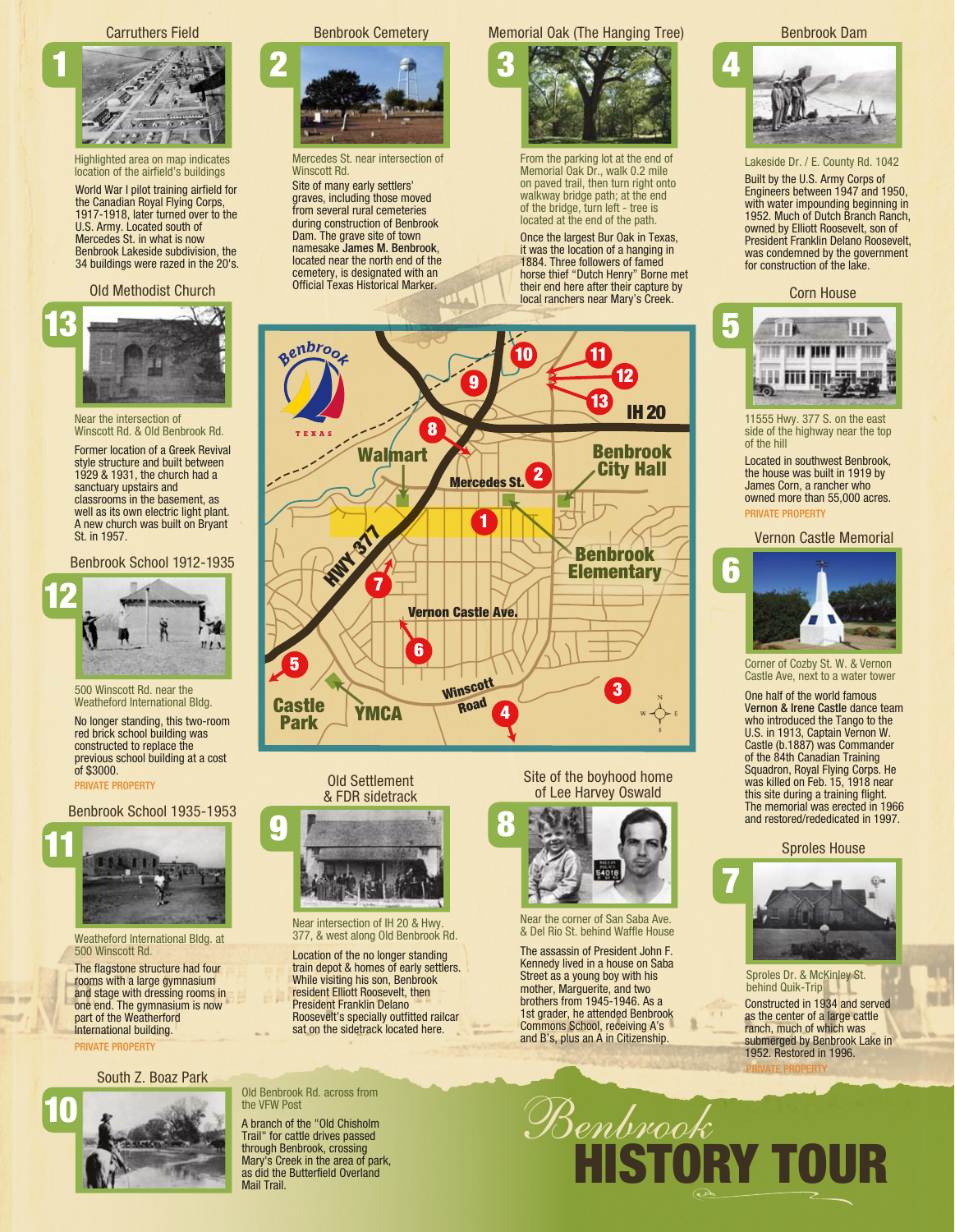# Benbrook HISTORY TOUR

## 1 Carruthers Field

Highlighted area on map indicates location of the airfield's buildings

World War I pilot training airfield for the Canadian Royal Flying Corps, 1917-1918, later turned over to the U.S. Army. Located south of Mercedes St. in what is now Benbrook Lakeside subdivision, the 34 buildings were razed in the 20's.

## 2 Benbrook Cemetery

Mercedes St. near intersection of Winscott Rd.

Site of many early settlers' graves, including those moved from several rural cemeteries during construction of Benbrook Dam. The grave site of town namesake **James M. Benbrook**, located near the north end of the cemetery, is designated with an Official Texas Historical Marker.

## 3 Memorial Oak (The Hanging Tree)

From the parking lot at the end of Memorial Oak Dr., walk 0.2 mile on paved trail, then turn right onto walkway bridge path; at the end of the bridge, turn left - tree is located at the end of the path.

Once the largest Bur Oak in Texas, it was the location of a hanging in 1884. Three followers of famed horse thief "Dutch Henry" Borne met their end here after their capture by local ranchers near Mary's Creek.

## 4 Benbrook Dam

Lakeside Dr. / E. County Rd. 1042

Built by the U.S. Army Corps of Engineers between 1947 and 1950, with water impounding beginning in 1952. Much of Dutch Branch Ranch, owned by Elliott Roosevelt, son of President Franklin Delano Roosevelt, was condemned by the government for construction of the lake.

## 5 Corn House

11555 Hwy. 377 S. on the east side of the highway near the top of the hill

Located in southwest Benbrook, the house was built in 1919 by James Corn, a rancher who owned more than 55,000 acres.

PRIVATE PROPERTY

## 6 Vernon Castle Memorial

Corner of Cozby St. W. & Vernon Castle Ave, next to a water tower

One half of the world famous **Vernon & Irene Castle** dance team who introduced the Tango to the U.S. in 1913, Captain Vernon W. Castle (b.1887) was Commander of the 84th Canadian Training Squadron, Royal Flying Corps. He was killed on Feb. 15, 1918 near this site during a training flight. The memorial was erected in 1966 and restored/rededicated in 1997.

## 7 Sproles House

Sproles Dr. & McKinley St. behind Quik-Trip

Constructed in 1934 and served as the center of a large cattle ranch, much of which was submerged by Benbrook Lake in 1952. Restored in 1996.

PRIVATE PROPERTY

## 8 Site of the boyhood home of Lee Harvey Oswald

Near the corner of San Saba Ave. & Del Rio St. behind Waffle House

The assassin of President John F. Kennedy lived in a house on Saba Street as a young boy with his mother, Marguerite, and two brothers from 1945-1946. As a 1st grader, he attended Benbrook Commons School, receiving A's and B's, plus an A in Citizenship.

## 9 Old Settlement & FDR sidetrack

Near intersection of IH 20 & Hwy. 377, & west along Old Benbrook Rd.

Location of the no longer standing train depot & homes of early settlers. While visiting his son, Benbrook resident Elliott Roosevelt, then President Franklin Delano Roosevelt's specially outfitted railcar sat on the sidetrack located here.

## 10 South Z. Boaz Park

Old Benbrook Rd. across from the VFW Post

A branch of the "Old Chisholm Trail" for cattle drives passed through Benbrook, crossing Mary's Creek in the area of park, as did the Butterfield Overland Mail Trail.

## 11 Benbrook School 1935-1953

Weatherford International Bldg. at 500 Winscott Rd.

The flagstone structure had four rooms with a large gymnasium and stage with dressing rooms in one end. The gymnasium is now part of the Weatherford International building.

PRIVATE PROPERTY

## 12 Benbrook School 1912-1935

500 Winscott Rd. near the Weatherford International Bldg.

No longer standing, this two-room red brick school building was constructed to replace the previous school building at a cost of $3000.

PRIVATE PROPERTY

## 13 Old Methodist Church

Near the intersection of Winscott Rd. & Old Benbrook Rd.

Former location of a Greek Revival style structure and built between 1929 & 1931, the church had a sanctuary upstairs and classrooms in the basement, as well as its own electric light plant. A new church was built on Bryant St. in 1957.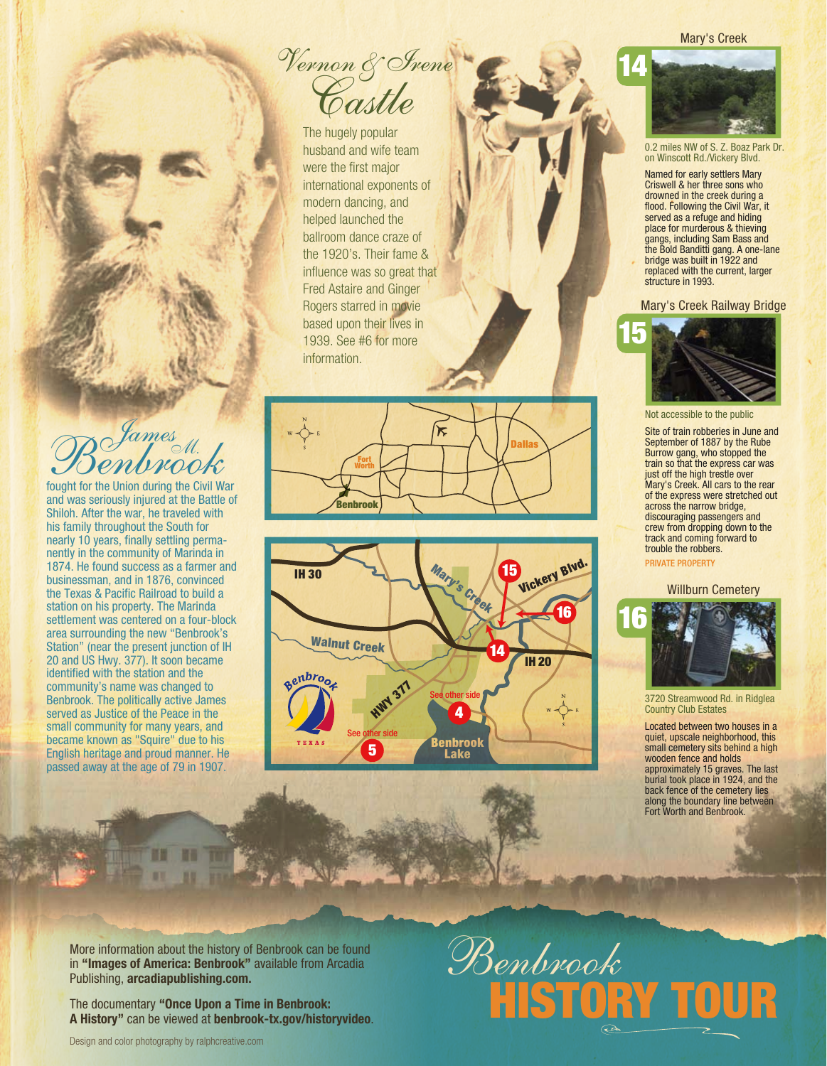## Vernon & Irene Castle

The hugely popular husband and wife team were the first major international exponents of modern dancing, and helped launched the ballroom dance craze of the 1920's. Their fame & influence was so great that Fred Astaire and Ginger Rogers starred in movie based upon their lives in 1939. See #6 for more information.

## James M. Benbrook

fought for the Union during the Civil War and was seriously injured at the Battle of Shiloh. After the war, he traveled with his family throughout the South for nearly 10 years, finally settling permanently in the community of Marinda in 1874. He found success as a farmer and businessman, and in 1876, convinced the Texas & Pacific Railroad to build a station on his property. The Marinda settlement was centered on a four-block area surrounding the new "Benbrook's Station" (near the present junction of IH 20 and US Hwy. 377). It soon became identified with the station and the community's name was changed to Benbrook. The politically active James served as Justice of the Peace in the small community for many years, and became known as "Squire" due to his English heritage and proud manner. He passed away at the age of 79 in 1907.

Fort Worth
Dallas
Benbrook

IH 30
Mary's Creek
Vickery Blvd.
15
16
14
Walnut Creek
IH 20
HWY 377
See other side
4
See other side
5
Benbrook Lake

## 14 Mary's Creek

0.2 miles NW of S. Z. Boaz Park Dr. on Winscott Rd./Vickery Blvd.

Named for early settlers Mary Criswell & her three sons who drowned in the creek during a flood. Following the Civil War, it served as a refuge and hiding place for murderous & thieving gangs, including Sam Bass and the Bold Banditti gang. A one-lane bridge was built in 1922 and replaced with the current, larger structure in 1993.

## 15 Mary's Creek Railway Bridge

Not accessible to the public

Site of train robberies in June and September of 1887 by the Rube Burrow gang, who stopped the train so that the express car was just off the high trestle over Mary's Creek. All cars to the rear of the express were stretched out across the narrow bridge, discouraging passengers and crew from dropping down to the track and coming forward to trouble the robbers.

PRIVATE PROPERTY

## 16 Willburn Cemetery

3720 Streamwood Rd. in Ridglea Country Club Estates

Located between two houses in a quiet, upscale neighborhood, this small cemetery sits behind a high wooden fence and holds approximately 15 graves. The last burial took place in 1924, and the back fence of the cemetery lies along the boundary line between Fort Worth and Benbrook.

More information about the history of Benbrook can be found in **"Images of America: Benbrook"** available from Arcadia Publishing, **arcadiapublishing.com.**

The documentary **"Once Upon a Time in Benbrook: A History"** can be viewed at **benbrook-tx.gov/historyvideo**.

# Benbrook HISTORY TOUR

Design and color photography by ralphcreative.com